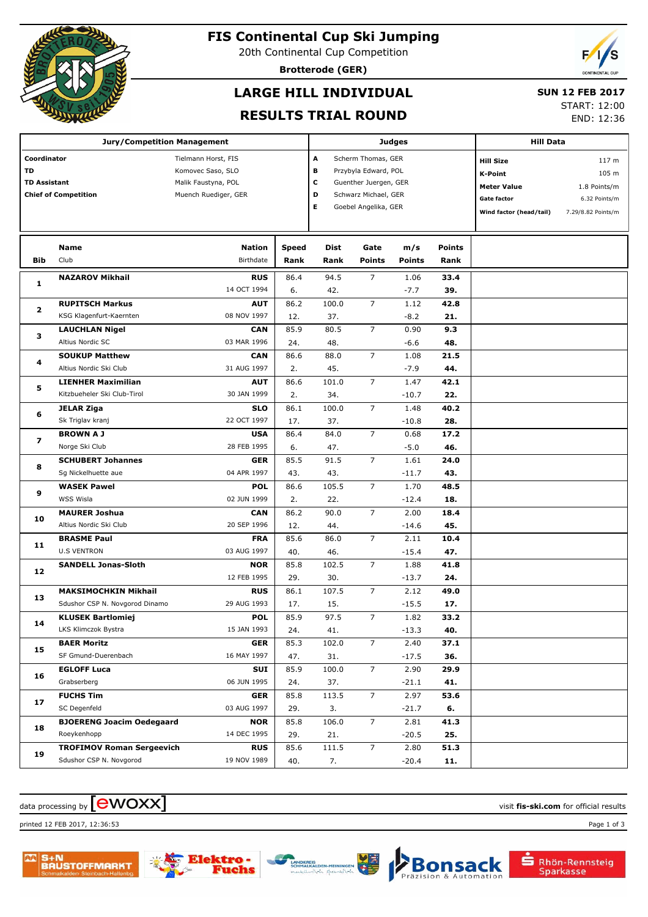# FIS Continental Cup Ski Jumping

20th Continental Cup Competition

**Brotterode (GER)**

## LARGE HILL INDIVIDUAL

## RESULTS TRIAL ROUND

**SUN 12 FEB 2017**

START: 12:00

END: 12:36

| Jury/Competition Management | | Judges | | Hill Data | |
|---|---|---|---|---|---|
| **Coordinator** | Tielmann Horst, FIS | A | Scherm Thomas, GER | **Hill Size** | 117 m |
| **TD** | Komovec Saso, SLO | B | Przybyla Edward, POL | **K-Point** | 105 m |
| **TD Assistant** | Malik Faustyna, POL | C | Guenther Juergen, GER | **Meter Value** | 1.8 Points/m |
| **Chief of Competition** | Muench Ruediger, GER | D | Schwarz Michael, GER | **Gate factor** | 6.32 Points/m |
| | | E | Goebel Angelika, GER | **Wind factor (head/tail)** | 7.29/8.82 Points/m |

| Bib | Name / Club | Nation / Birthdate | Speed / Rank | Dist / Rank | Gate / Points | m/s / Points | Points / Rank |
|---|---|---|---|---|---|---|---|
| 1 | **NAZAROV Mikhail** | **RUS** | 86.4 | 94.5 | 7 | 1.06 | **33.4** |
| | | 14 OCT 1994 | 6. | 42. | | -7.7 | **39.** |
| 2 | **RUPITSCH Markus** | **AUT** | 86.2 | 100.0 | 7 | 1.12 | **42.8** |
| | KSG Klagenfurt-Kaernten | 08 NOV 1997 | 12. | 37. | | -8.2 | **21.** |
| 3 | **LAUCHLAN Nigel** | **CAN** | 85.9 | 80.5 | 7 | 0.90 | **9.3** |
| | Altius Nordic SC | 03 MAR 1996 | 24. | 48. | | -6.6 | **48.** |
| 4 | **SOUKUP Matthew** | **CAN** | 86.6 | 88.0 | 7 | 1.08 | **21.5** |
| | Altius Nordic Ski Club | 31 AUG 1997 | 2. | 45. | | -7.9 | **44.** |
| 5 | **LIENHER Maximilian** | **AUT** | 86.6 | 101.0 | 7 | 1.47 | **42.1** |
| | Kitzbueheler Ski Club-Tirol | 30 JAN 1999 | 2. | 34. | | -10.7 | **22.** |
| 6 | **JELAR Ziga** | **SLO** | 86.1 | 100.0 | 7 | 1.48 | **40.2** |
| | Sk Triglav kranj | 22 OCT 1997 | 17. | 37. | | -10.8 | **28.** |
| 7 | **BROWN A J** | **USA** | 86.4 | 84.0 | 7 | 0.68 | **17.2** |
| | Norge Ski Club | 28 FEB 1995 | 6. | 47. | | -5.0 | **46.** |
| 8 | **SCHUBERT Johannes** | **GER** | 85.5 | 91.5 | 7 | 1.61 | **24.0** |
| | Sg Nickelhuette aue | 04 APR 1997 | 43. | 43. | | -11.7 | **43.** |
| 9 | **WASEK Pawel** | **POL** | 86.6 | 105.5 | 7 | 1.70 | **48.5** |
| | WSS Wisla | 02 JUN 1999 | 2. | 22. | | -12.4 | **18.** |
| 10 | **MAURER Joshua** | **CAN** | 86.2 | 90.0 | 7 | 2.00 | **18.4** |
| | Altius Nordic Ski Club | 20 SEP 1996 | 12. | 44. | | -14.6 | **45.** |
| 11 | **BRASME Paul** | **FRA** | 85.6 | 86.0 | 7 | 2.11 | **10.4** |
| | U.S VENTRON | 03 AUG 1997 | 40. | 46. | | -15.4 | **47.** |
| 12 | **SANDELL Jonas-Sloth** | **NOR** | 85.8 | 102.5 | 7 | 1.88 | **41.8** |
| | | 12 FEB 1995 | 29. | 30. | | -13.7 | **24.** |
| 13 | **MAKSIMOCHKIN Mikhail** | **RUS** | 86.1 | 107.5 | 7 | 2.12 | **49.0** |
| | Sdushor CSP N. Novgorod Dinamo | 29 AUG 1993 | 17. | 15. | | -15.5 | **17.** |
| 14 | **KLUSEK Bartlomiej** | **POL** | 85.9 | 97.5 | 7 | 1.82 | **33.2** |
| | LKS Klimczok Bystra | 15 JAN 1993 | 24. | 41. | | -13.3 | **40.** |
| 15 | **BAER Moritz** | **GER** | 85.3 | 102.0 | 7 | 2.40 | **37.1** |
| | SF Gmund-Duerenbach | 16 MAY 1997 | 47. | 31. | | -17.5 | **36.** |
| 16 | **EGLOFF Luca** | **SUI** | 85.9 | 100.0 | 7 | 2.90 | **29.9** |
| | Grabserberg | 06 JUN 1995 | 24. | 37. | | -21.1 | **41.** |
| 17 | **FUCHS Tim** | **GER** | 85.8 | 113.5 | 7 | 2.97 | **53.6** |
| | SC Degenfeld | 03 AUG 1997 | 29. | 3. | | -21.7 | **6.** |
| 18 | **BJOERENG Joacim Oedegaard** | **NOR** | 85.8 | 106.0 | 7 | 2.81 | **41.3** |
| | Roeykenhopp | 14 DEC 1995 | 29. | 21. | | -20.5 | **25.** |
| 19 | **TROFIMOV Roman Sergeevich** | **RUS** | 85.6 | 111.5 | 7 | 2.80 | **51.3** |
| | Sdushor CSP N. Novgorod | 19 NOV 1989 | 40. | 7. | | -20.4 | **11.** |

data processing by ewoxx — visit **fis-ski.com** for official results

printed 12 FEB 2017, 12:36:53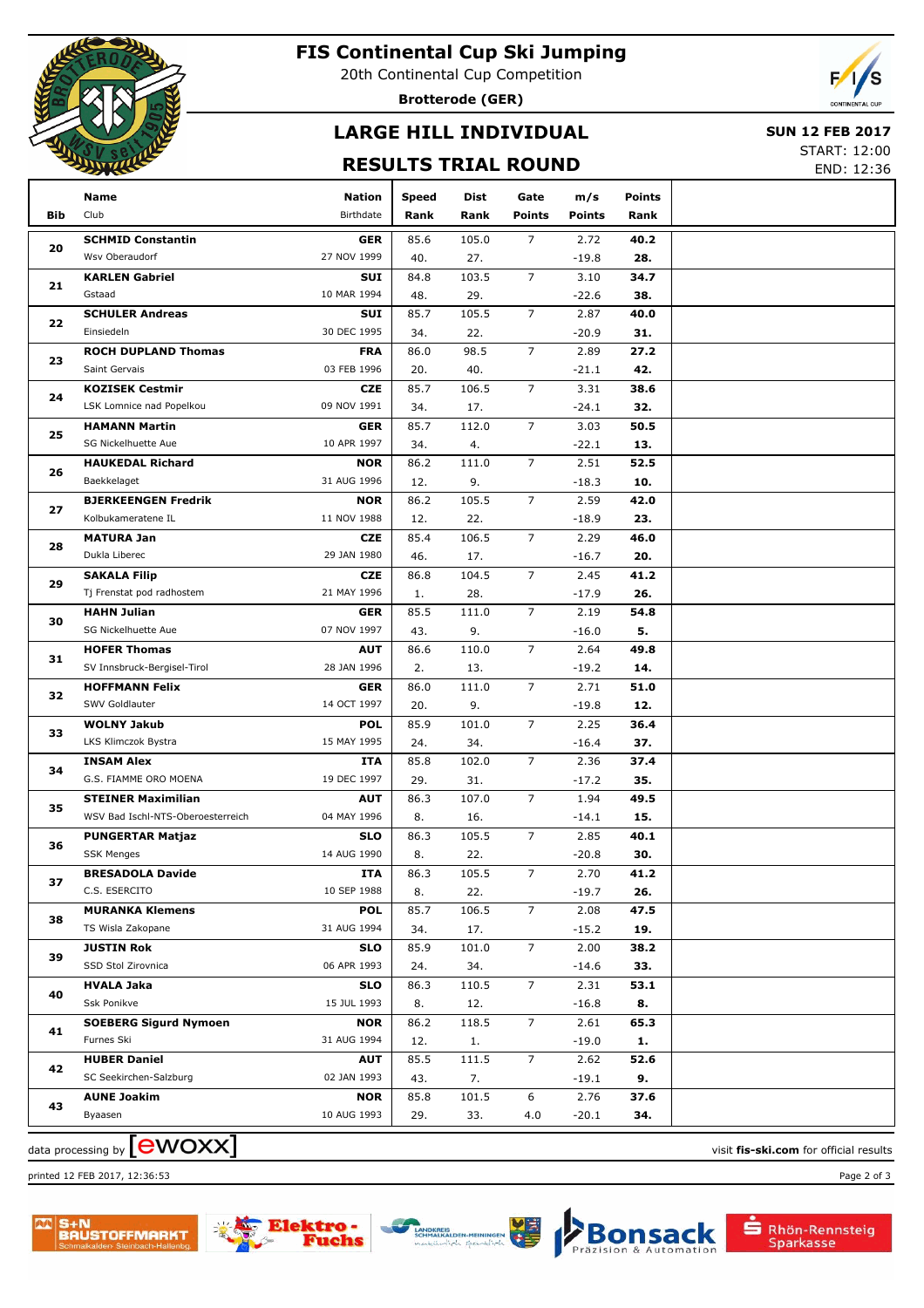# FIS Continental Cup Ski Jumping

20th Continental Cup Competition

**Brotterode (GER)**

## LARGE HILL INDIVIDUAL

## RESULTS TRIAL ROUND

**SUN 12 FEB 2017**
START: 12:00
END: 12:36

| Bib | Name / Club | Nation / Birthdate | Speed / Rank | Dist / Rank | Gate / Points | m/s / Points | Points / Rank |
|---|---|---|---|---|---|---|---|
| 20 | **SCHMID Constantin** Wsv Oberaudorf | **GER** 27 NOV 1999 | 85.6 / 40. | 105.0 / 27. | 7 | 2.72 / -19.8 | **40.2** / **28.** |
| 21 | **KARLEN Gabriel** Gstaad | **SUI** 10 MAR 1994 | 84.8 / 48. | 103.5 / 29. | 7 | 3.10 / -22.6 | **34.7** / **38.** |
| 22 | **SCHULER Andreas** Einsiedeln | **SUI** 30 DEC 1995 | 85.7 / 34. | 105.5 / 22. | 7 | 2.87 / -20.9 | **40.0** / **31.** |
| 23 | **ROCH DUPLAND Thomas** Saint Gervais | **FRA** 03 FEB 1996 | 86.0 / 20. | 98.5 / 40. | 7 | 2.89 / -21.1 | **27.2** / **42.** |
| 24 | **KOZISEK Cestmir** LSK Lomnice nad Popelkou | **CZE** 09 NOV 1991 | 85.7 / 34. | 106.5 / 17. | 7 | 3.31 / -24.1 | **38.6** / **32.** |
| 25 | **HAMANN Martin** SG Nickelhuette Aue | **GER** 10 APR 1997 | 85.7 / 34. | 112.0 / 4. | 7 | 3.03 / -22.1 | **50.5** / **13.** |
| 26 | **HAUKEDAL Richard** Baekkelaget | **NOR** 31 AUG 1996 | 86.2 / 12. | 111.0 / 9. | 7 | 2.51 / -18.3 | **52.5** / **10.** |
| 27 | **BJERKEENGEN Fredrik** Kolbukameratene IL | **NOR** 11 NOV 1988 | 86.2 / 12. | 105.5 / 22. | 7 | 2.59 / -18.9 | **42.0** / **23.** |
| 28 | **MATURA Jan** Dukla Liberec | **CZE** 29 JAN 1980 | 85.4 / 46. | 106.5 / 17. | 7 | 2.29 / -16.7 | **46.0** / **20.** |
| 29 | **SAKALA Filip** Tj Frenstat pod radhostem | **CZE** 21 MAY 1996 | 86.8 / 1. | 104.5 / 28. | 7 | 2.45 / -17.9 | **41.2** / **26.** |
| 30 | **HAHN Julian** SG Nickelhuette Aue | **GER** 07 NOV 1997 | 85.5 / 43. | 111.0 / 9. | 7 | 2.19 / -16.0 | **54.8** / **5.** |
| 31 | **HOFER Thomas** SV Innsbruck-Bergisel-Tirol | **AUT** 28 JAN 1996 | 86.6 / 2. | 110.0 / 13. | 7 | 2.64 / -19.2 | **49.8** / **14.** |
| 32 | **HOFFMANN Felix** SWV Goldlauter | **GER** 14 OCT 1997 | 86.0 / 20. | 111.0 / 9. | 7 | 2.71 / -19.8 | **51.0** / **12.** |
| 33 | **WOLNY Jakub** LKS Klimczok Bystra | **POL** 15 MAY 1995 | 85.9 / 24. | 101.0 / 34. | 7 | 2.25 / -16.4 | **36.4** / **37.** |
| 34 | **INSAM Alex** G.S. FIAMME ORO MOENA | **ITA** 19 DEC 1997 | 85.8 / 29. | 102.0 / 31. | 7 | 2.36 / -17.2 | **37.4** / **35.** |
| 35 | **STEINER Maximilian** WSV Bad Ischl-NTS-Oberoesterreich | **AUT** 04 MAY 1996 | 86.3 / 8. | 107.0 / 16. | 7 | 1.94 / -14.1 | **49.5** / **15.** |
| 36 | **PUNGERTAR Matjaz** SSK Menges | **SLO** 14 AUG 1990 | 86.3 / 8. | 105.5 / 22. | 7 | 2.85 / -20.8 | **40.1** / **30.** |
| 37 | **BRESADOLA Davide** C.S. ESERCITO | **ITA** 10 SEP 1988 | 86.3 / 8. | 105.5 / 22. | 7 | 2.70 / -19.7 | **41.2** / **26.** |
| 38 | **MURANKA Klemens** TS Wisla Zakopane | **POL** 31 AUG 1994 | 85.7 / 34. | 106.5 / 17. | 7 | 2.08 / -15.2 | **47.5** / **19.** |
| 39 | **JUSTIN Rok** SSD Stol Zirovnica | **SLO** 06 APR 1993 | 85.9 / 24. | 101.0 / 34. | 7 | 2.00 / -14.6 | **38.2** / **33.** |
| 40 | **HVALA Jaka** Ssk Ponikve | **SLO** 15 JUL 1993 | 86.3 / 8. | 110.5 / 12. | 7 | 2.31 / -16.8 | **53.1** / **8.** |
| 41 | **SOEBERG Sigurd Nymoen** Furnes Ski | **NOR** 31 AUG 1994 | 86.2 / 12. | 118.5 / 1. | 7 | 2.61 / -19.0 | **65.3** / **1.** |
| 42 | **HUBER Daniel** SC Seekirchen-Salzburg | **AUT** 02 JAN 1993 | 85.5 / 43. | 111.5 / 7. | 7 | 2.62 / -19.1 | **52.6** / **9.** |
| 43 | **AUNE Joakim** Byaasen | **NOR** 10 AUG 1993 | 85.8 / 29. | 101.5 / 33. | 6 / 4.0 | 2.76 / -20.1 | **37.6** / **34.** |

data processing by [ewoxx] visit **fis-ski.com** for official results

printed 12 FEB 2017, 12:36:53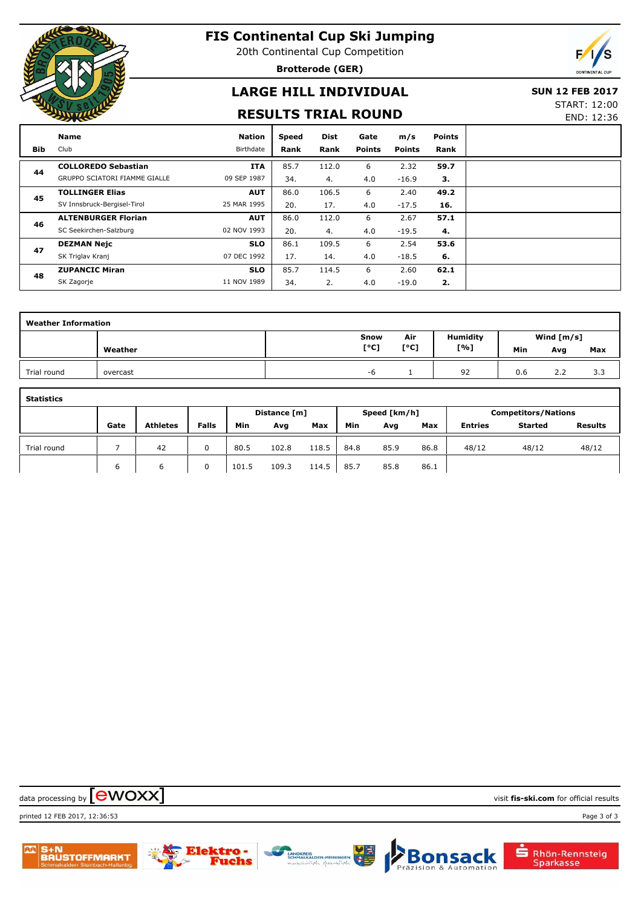# FIS Continental Cup Ski Jumping

20th Continental Cup Competition

**Brotterode (GER)**

## LARGE HILL INDIVIDUAL

## RESULTS TRIAL ROUND

**SUN 12 FEB 2017**

START: 12:00

END: 12:36

| Bib | Name / Club | Nation / Birthdate | Speed / Rank | Dist / Rank | Gate / Points | m/s / Points | Points / Rank |
|---|---|---|---|---|---|---|---|
| 44 | **COLLOREDO Sebastian** | **ITA** | 85.7 | 112.0 | 6 | 2.32 | **59.7** |
| | GRUPPO SCIATORI FIAMME GIALLE | 09 SEP 1987 | 34. | 4. | 4.0 | -16.9 | **3.** |
| 45 | **TOLLINGER Elias** | **AUT** | 86.0 | 106.5 | 6 | 2.40 | **49.2** |
| | SV Innsbruck-Bergisel-Tirol | 25 MAR 1995 | 20. | 17. | 4.0 | -17.5 | **16.** |
| 46 | **ALTENBURGER Florian** | **AUT** | 86.0 | 112.0 | 6 | 2.67 | **57.1** |
| | SC Seekirchen-Salzburg | 02 NOV 1993 | 20. | 4. | 4.0 | -19.5 | **4.** |
| 47 | **DEZMAN Nejc** | **SLO** | 86.1 | 109.5 | 6 | 2.54 | **53.6** |
| | SK Triglav Kranj | 07 DEC 1992 | 17. | 14. | 4.0 | -18.5 | **6.** |
| 48 | **ZUPANCIC Miran** | **SLO** | 85.7 | 114.5 | 6 | 2.60 | **62.1** |
| | SK Zagorje | 11 NOV 1989 | 34. | 2. | 4.0 | -19.0 | **2.** |

### Weather Information

| | Weather | Snow [°C] | Air [°C] | Humidity [%] | Wind [m/s] Min | Avg | Max |
|---|---|---|---|---|---|---|---|
| Trial round | overcast | -6 | 1 | 92 | 0.6 | 2.2 | 3.3 |

### Statistics

| | Gate | Athletes | Falls | Distance [m] Min | Avg | Max | Speed [km/h] Min | Avg | Max | Competitors/Nations Entries | Started | Results |
|---|---|---|---|---|---|---|---|---|---|---|---|---|
| Trial round | 7 | 42 | 0 | 80.5 | 102.8 | 118.5 | 84.8 | 85.9 | 86.8 | 48/12 | 48/12 | 48/12 |
| | 6 | 6 | 0 | 101.5 | 109.3 | 114.5 | 85.7 | 85.8 | 86.1 | | | |

data processing by ewoxx

visit **fis-ski.com** for official results

printed 12 FEB 2017, 12:36:53